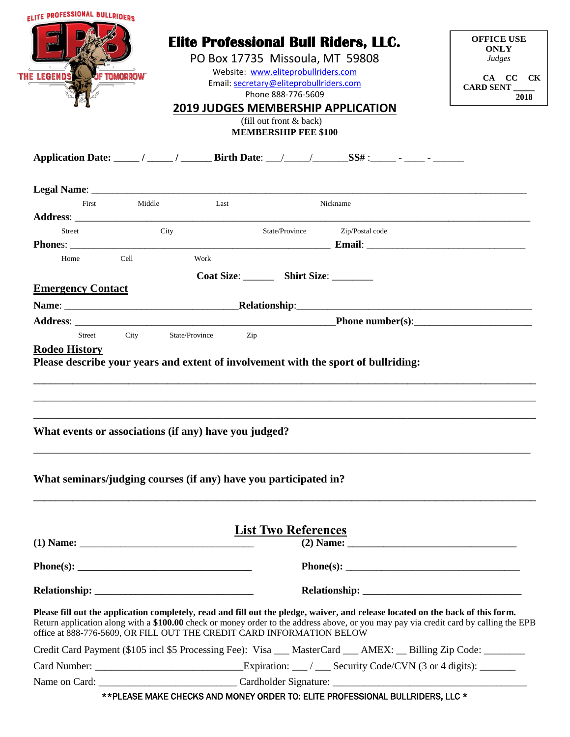ELITE PROFESSIONAL BULLRIDERS
EPB
"THE LEGENDS OF TOMORROW"

# Elite Professional Bull Riders, LLC.

PO Box 17735 Missoula, MT 59808
Website: www.eliteprobullriders.com
Email: secretary@eliteprobullriders.com
Phone 888-776-5609

**OFFICE USE ONLY**
*Judges*
CA CC CK
CARD SENT _____
2018

## 2019 JUDGES MEMBERSHIP APPLICATION

(fill out front & back)
**MEMBERSHIP FEE $100**

**Application Date:** _____ / _____ / ______ **Birth Date**: ___/_____/_______**SS#** :_____ - ____ - ______

**Legal Name**: ___________________________________________________________________________
First Middle Last Nickname

**Address**: ______________________________________________________________________________
Street City State/Province Zip/Postal code

**Phones**: ______________________________________________ **Email**: ___________________________
Home Cell Work

**Coat Size**: ______ **Shirt Size**: ________

## Emergency Contact

**Name**: ________________________________**Relationship**:_________________________________________

**Address**: _________________________________________________**Phone number(s)**:______________________
Street City State/Province Zip

## Rodeo History

**Please describe your years and extent of involvement with the sport of bullriding:**

_____________________________________________________________________________________________

_____________________________________________________________________________________________

_____________________________________________________________________________________________

**What events or associations (if any) have you judged?**

_____________________________________________________________________________________________

**What seminars/judging courses (if any) have you participated in?**

_____________________________________________________________________________________________

## List Two References

**(1) Name:** ________________________________ **(2) Name:** ________________________________

**Phone(s):** ________________________________ **Phone(s):** ________________________________

**Relationship:** _____________________________ **Relationship:** _____________________________

**Please fill out the application completely, read and fill out the pledge, waiver, and release located on the back of this form.** Return application along with a **$100.00** check or money order to the address above, or you may pay via credit card by calling the EPB office at 888-776-5609, OR FILL OUT THE CREDIT CARD INFORMATION BELOW

Credit Card Payment ($105 incl $5 Processing Fee): Visa ___ MasterCard ___ AMEX: __ Billing Zip Code: ________

Card Number: ____________________________Expiration: ___ / ___ Security Code/CVN (3 or 4 digits): _______

Name on Card: __________________________ Cardholder Signature: _____________________________________

**PLEASE MAKE CHECKS AND MONEY ORDER TO: ELITE PROFESSIONAL BULLRIDERS, LLC *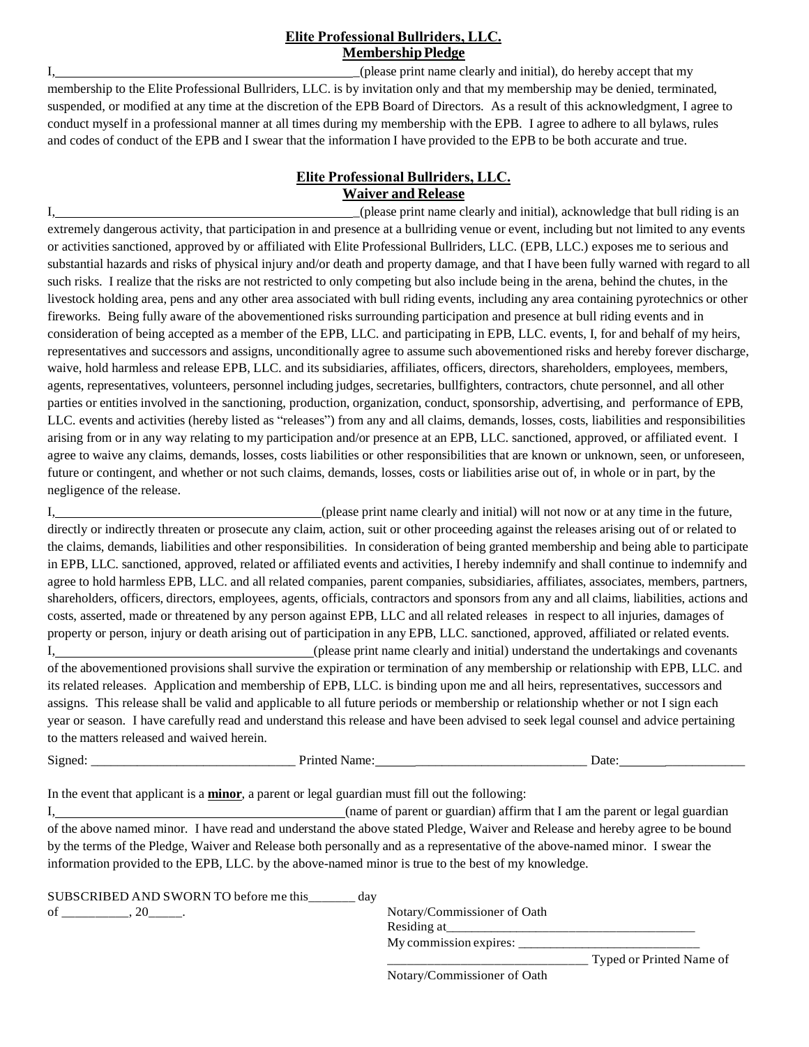## Elite Professional Bullriders, LLC.
## Membership Pledge

I,_______________________________________________(please print name clearly and initial), do hereby accept that my membership to the Elite Professional Bullriders, LLC. is by invitation only and that my membership may be denied, terminated, suspended, or modified at any time at the discretion of the EPB Board of Directors. As a result of this acknowledgment, I agree to conduct myself in a professional manner at all times during my membership with the EPB. I agree to adhere to all bylaws, rules and codes of conduct of the EPB and I swear that the information I have provided to the EPB to be both accurate and true.

## Elite Professional Bullriders, LLC.
## Waiver and Release

I,_______________________________________________(please print name clearly and initial), acknowledge that bull riding is an extremely dangerous activity, that participation in and presence at a bullriding venue or event, including but not limited to any events or activities sanctioned, approved by or affiliated with Elite Professional Bullriders, LLC. (EPB, LLC.) exposes me to serious and substantial hazards and risks of physical injury and/or death and property damage, and that I have been fully warned with regard to all such risks. I realize that the risks are not restricted to only competing but also include being in the arena, behind the chutes, in the livestock holding area, pens and any other area associated with bull riding events, including any area containing pyrotechnics or other fireworks. Being fully aware of the abovementioned risks surrounding participation and presence at bull riding events and in consideration of being accepted as a member of the EPB, LLC. and participating in EPB, LLC. events, I, for and behalf of my heirs, representatives and successors and assigns, unconditionally agree to assume such abovementioned risks and hereby forever discharge, waive, hold harmless and release EPB, LLC. and its subsidiaries, affiliates, officers, directors, shareholders, employees, members, agents, representatives, volunteers, personnel including judges, secretaries, bullfighters, contractors, chute personnel, and all other parties or entities involved in the sanctioning, production, organization, conduct, sponsorship, advertising, and performance of EPB, LLC. events and activities (hereby listed as "releases") from any and all claims, demands, losses, costs, liabilities and responsibilities arising from or in any way relating to my participation and/or presence at an EPB, LLC. sanctioned, approved, or affiliated event. I agree to waive any claims, demands, losses, costs liabilities or other responsibilities that are known or unknown, seen, or unforeseen, future or contingent, and whether or not such claims, demands, losses, costs or liabilities arise out of, in whole or in part, by the negligence of the release.

I,________________________________________(please print name clearly and initial) will not now or at any time in the future, directly or indirectly threaten or prosecute any claim, action, suit or other proceeding against the releases arising out of or related to the claims, demands, liabilities and other responsibilities. In consideration of being granted membership and being able to participate in EPB, LLC. sanctioned, approved, related or affiliated events and activities, I hereby indemnify and shall continue to indemnify and agree to hold harmless EPB, LLC. and all related companies, parent companies, subsidiaries, affiliates, associates, members, partners, shareholders, officers, directors, employees, agents, officials, contractors and sponsors from any and all claims, liabilities, actions and costs, asserted, made or threatened by any person against EPB, LLC and all related releases in respect to all injuries, damages of property or person, injury or death arising out of participation in any EPB, LLC. sanctioned, approved, affiliated or related events.
I,______________________________________(please print name clearly and initial) understand the undertakings and covenants of the abovementioned provisions shall survive the expiration or termination of any membership or relationship with EPB, LLC. and its related releases. Application and membership of EPB, LLC. is binding upon me and all heirs, representatives, successors and assigns. This release shall be valid and applicable to all future periods or membership or relationship whether or not I sign each year or season. I have carefully read and understand this release and have been advised to seek legal counsel and advice pertaining to the matters released and waived herein.

Signed: _______________________________ Printed Name:________________________________ Date:____________________

In the event that applicant is a **minor**, a parent or legal guardian must fill out the following:
I,____________________________________________(name of parent or guardian) affirm that I am the parent or legal guardian of the above named minor. I have read and understand the above stated Pledge, Waiver and Release and hereby agree to be bound by the terms of the Pledge, Waiver and Release both personally and as a representative of the above-named minor. I swear the information provided to the EPB, LLC. by the above-named minor is true to the best of my knowledge.

SUBSCRIBED AND SWORN TO before me this_______ day of __________, 20_____.

Notary/Commissioner of Oath
Residing at______________________________________
My commission expires: ____________________________
_______________________________ Typed or Printed Name of Notary/Commissioner of Oath